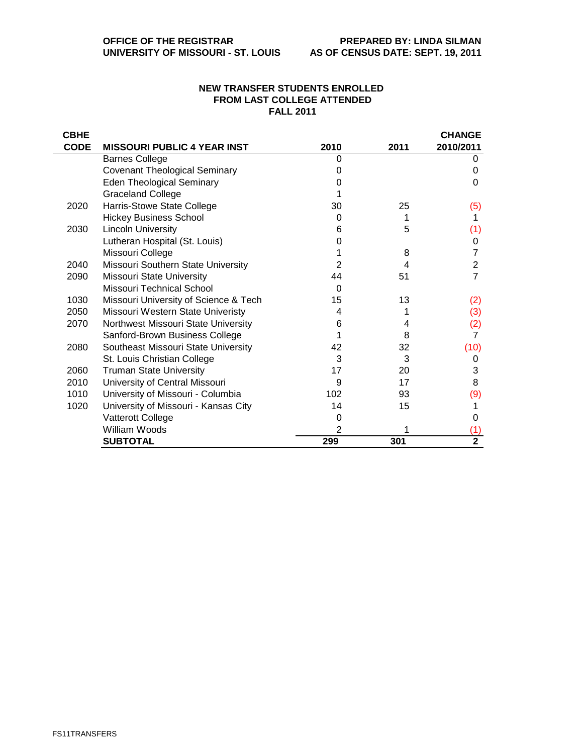**OFFICE OF THE REGISTRAR**
**UNIVERSITY OF MISSOURI - ST. LOUIS**

**PREPARED BY: LINDA SILMAN**
**AS OF CENSUS DATE: SEPT. 19, 2011**

## NEW TRANSFER STUDENTS ENROLLED FROM LAST COLLEGE ATTENDED FALL 2011

| CBHE CODE | MISSOURI PUBLIC 4 YEAR INST | 2010 | 2011 | CHANGE 2010/2011 |
|---|---|---|---|---|
| | Barnes College | 0 | | 0 |
| | Covenant Theological Seminary | 0 | | 0 |
| | Eden Theological Seminary | 0 | | 0 |
| | Graceland College | 1 | | |
| 2020 | Harris-Stowe State College | 30 | 25 | (5) |
| | Hickey Business School | 0 | 1 | 1 |
| 2030 | Lincoln University | 6 | 5 | (1) |
| | Lutheran Hospital (St. Louis) | 0 | | 0 |
| | Missouri College | 1 | 8 | 7 |
| 2040 | Missouri Southern State University | 2 | 4 | 2 |
| 2090 | Missouri State University | 44 | 51 | 7 |
| | Missouri Technical School | 0 | | |
| 1030 | Missouri University of Science & Tech | 15 | 13 | (2) |
| 2050 | Missouri Western State Univeristy | 4 | 1 | (3) |
| 2070 | Northwest Missouri State University | 6 | 4 | (2) |
| | Sanford-Brown Business College | 1 | 8 | 7 |
| 2080 | Southeast Missouri State University | 42 | 32 | (10) |
| | St. Louis Christian College | 3 | 3 | 0 |
| 2060 | Truman State University | 17 | 20 | 3 |
| 2010 | University of Central Missouri | 9 | 17 | 8 |
| 1010 | University of Missouri - Columbia | 102 | 93 | (9) |
| 1020 | University of Missouri - Kansas City | 14 | 15 | 1 |
| | Vatterott College | 0 | | 0 |
| | William Woods | 2 | 1 | (1) |
| | **SUBTOTAL** | **299** | **301** | **2** |

FS11TRANSFERS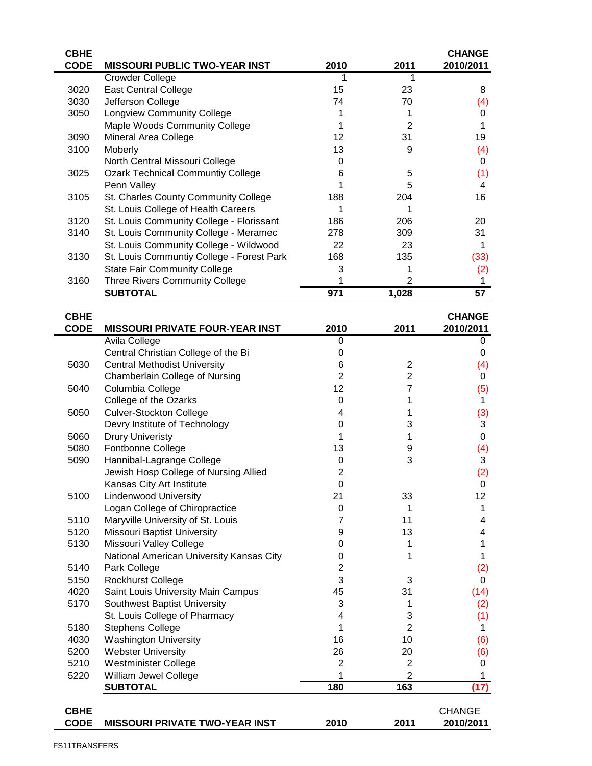| CBHE CODE | MISSOURI PUBLIC TWO-YEAR INST | 2010 | 2011 | CHANGE 2010/2011 |
|---|---|---|---|---|
| | Crowder College | 1 | 1 | |
| 3020 | East Central College | 15 | 23 | 8 |
| 3030 | Jefferson College | 74 | 70 | (4) |
| 3050 | Longview Community College | 1 | 1 | 0 |
| | Maple Woods Community College | 1 | 2 | 1 |
| 3090 | Mineral Area College | 12 | 31 | 19 |
| 3100 | Moberly | 13 | 9 | (4) |
| | North Central Missouri College | 0 | | 0 |
| 3025 | Ozark Technical Communtiy College | 6 | 5 | (1) |
| | Penn Valley | 1 | 5 | 4 |
| 3105 | St. Charles County Community College | 188 | 204 | 16 |
| | St. Louis College of Health Careers | 1 | 1 | |
| 3120 | St. Louis Community College - Florissant | 186 | 206 | 20 |
| 3140 | St. Louis Community College - Meramec | 278 | 309 | 31 |
| | St. Louis Community College - Wildwood | 22 | 23 | 1 |
| 3130 | St. Louis Communtiy College - Forest Park | 168 | 135 | (33) |
| | State Fair Community College | 3 | 1 | (2) |
| 3160 | Three Rivers Community College | 1 | 2 | 1 |
| | **SUBTOTAL** | **971** | **1,028** | **57** |

| CBHE CODE | MISSOURI PRIVATE FOUR-YEAR INST | 2010 | 2011 | CHANGE 2010/2011 |
|---|---|---|---|---|
| | Avila College | 0 | | 0 |
| | Central Christian College of the Bi | 0 | | 0 |
| 5030 | Central Methodist University | 6 | 2 | (4) |
| | Chamberlain College of Nursing | 2 | 2 | 0 |
| 5040 | Columbia College | 12 | 7 | (5) |
| | College of the Ozarks | 0 | 1 | 1 |
| 5050 | Culver-Stockton College | 4 | 1 | (3) |
| | Devry Institute of Technology | 0 | 3 | 3 |
| 5060 | Drury Univeristy | 1 | 1 | 0 |
| 5080 | Fontbonne College | 13 | 9 | (4) |
| 5090 | Hannibal-Lagrange College | 0 | 3 | 3 |
| | Jewish Hosp College of Nursing Allied | 2 | | (2) |
| | Kansas City Art Institute | 0 | | 0 |
| 5100 | Lindenwood University | 21 | 33 | 12 |
| | Logan College of Chiropractice | 0 | 1 | 1 |
| 5110 | Maryville University of St. Louis | 7 | 11 | 4 |
| 5120 | Missouri Baptist University | 9 | 13 | 4 |
| 5130 | Missouri Valley College | 0 | 1 | 1 |
| | National American University Kansas City | 0 | 1 | 1 |
| 5140 | Park College | 2 | | (2) |
| 5150 | Rockhurst College | 3 | 3 | 0 |
| 4020 | Saint Louis University Main Campus | 45 | 31 | (14) |
| 5170 | Southwest Baptist University | 3 | 1 | (2) |
| | St. Louis College of Pharmacy | 4 | 3 | (1) |
| 5180 | Stephens College | 1 | 2 | 1 |
| 4030 | Washington University | 16 | 10 | (6) |
| 5200 | Webster University | 26 | 20 | (6) |
| 5210 | Westminister College | 2 | 2 | 0 |
| 5220 | William Jewel College | 1 | 2 | 1 |
| | **SUBTOTAL** | **180** | **163** | **(17)** |

| CBHE CODE | MISSOURI PRIVATE TWO-YEAR INST | 2010 | 2011 | CHANGE 2010/2011 |
|---|---|---|---|---|

FS11TRANSFERS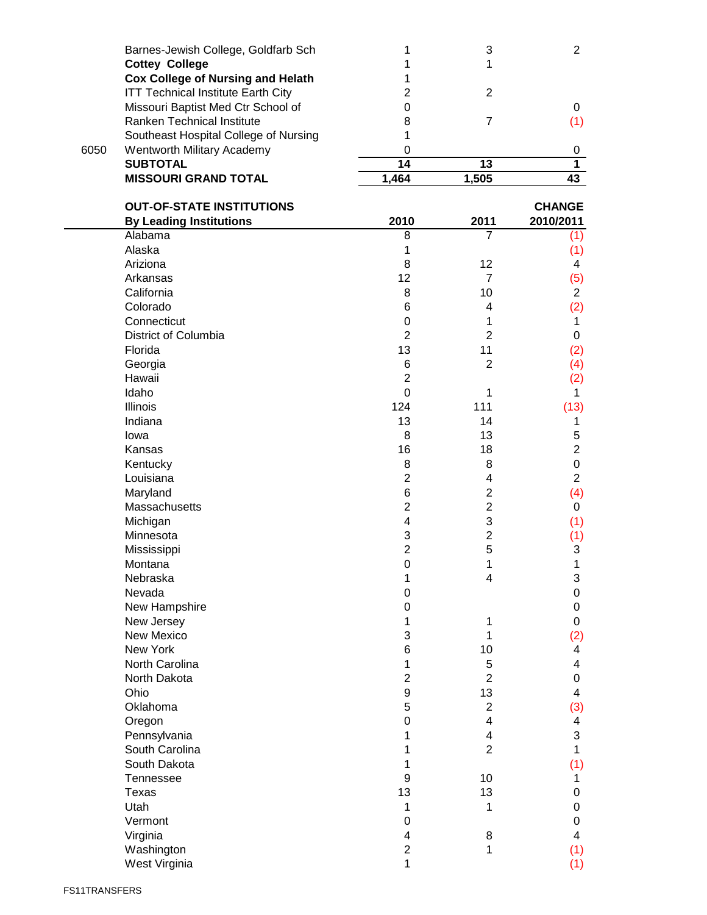| | | 2010 | 2011 | CHANGE 2010/2011 |
|---|---|---|---|---|
| | Barnes-Jewish College, Goldfarb Sch | 1 | 3 | 2 |
| | **Cottey College** | 1 | 1 | |
| | **Cox College of Nursing and Helath** | 1 | | |
| | ITT Technical Institute Earth City | 2 | 2 | |
| | Missouri Baptist Med Ctr School of | 0 | | 0 |
| | Ranken Technical Institute | 8 | 7 | (1) |
| | Southeast Hospital College of Nursing | 1 | | |
| 6050 | Wentworth Military Academy | 0 | | 0 |
| | **SUBTOTAL** | **14** | **13** | **1** |
| | **MISSOURI GRAND TOTAL** | **1,464** | **1,505** | **43** |

| OUT-OF-STATE INSTITUTIONS By Leading Institutions | 2010 | 2011 | CHANGE 2010/2011 |
|---|---|---|---|
| Alabama | 8 | 7 | (1) |
| Alaska | 1 | | (1) |
| Ariziona | 8 | 12 | 4 |
| Arkansas | 12 | 7 | (5) |
| California | 8 | 10 | 2 |
| Colorado | 6 | 4 | (2) |
| Connecticut | 0 | 1 | 1 |
| District of Columbia | 2 | 2 | 0 |
| Florida | 13 | 11 | (2) |
| Georgia | 6 | 2 | (4) |
| Hawaii | 2 | | (2) |
| Idaho | 0 | 1 | 1 |
| Illinois | 124 | 111 | (13) |
| Indiana | 13 | 14 | 1 |
| Iowa | 8 | 13 | 5 |
| Kansas | 16 | 18 | 2 |
| Kentucky | 8 | 8 | 0 |
| Louisiana | 2 | 4 | 2 |
| Maryland | 6 | 2 | (4) |
| Massachusetts | 2 | 2 | 0 |
| Michigan | 4 | 3 | (1) |
| Minnesota | 3 | 2 | (1) |
| Mississippi | 2 | 5 | 3 |
| Montana | 0 | 1 | 1 |
| Nebraska | 1 | 4 | 3 |
| Nevada | 0 | | 0 |
| New Hampshire | 0 | | 0 |
| New Jersey | 1 | 1 | 0 |
| New Mexico | 3 | 1 | (2) |
| New York | 6 | 10 | 4 |
| North Carolina | 1 | 5 | 4 |
| North Dakota | 2 | 2 | 0 |
| Ohio | 9 | 13 | 4 |
| Oklahoma | 5 | 2 | (3) |
| Oregon | 0 | 4 | 4 |
| Pennsylvania | 1 | 4 | 3 |
| South Carolina | 1 | 2 | 1 |
| South Dakota | 1 | | (1) |
| Tennessee | 9 | 10 | 1 |
| Texas | 13 | 13 | 0 |
| Utah | 1 | 1 | 0 |
| Vermont | 0 | | 0 |
| Virginia | 4 | 8 | 4 |
| Washington | 2 | 1 | (1) |
| West Virginia | 1 | | (1) |

FS11TRANSFERS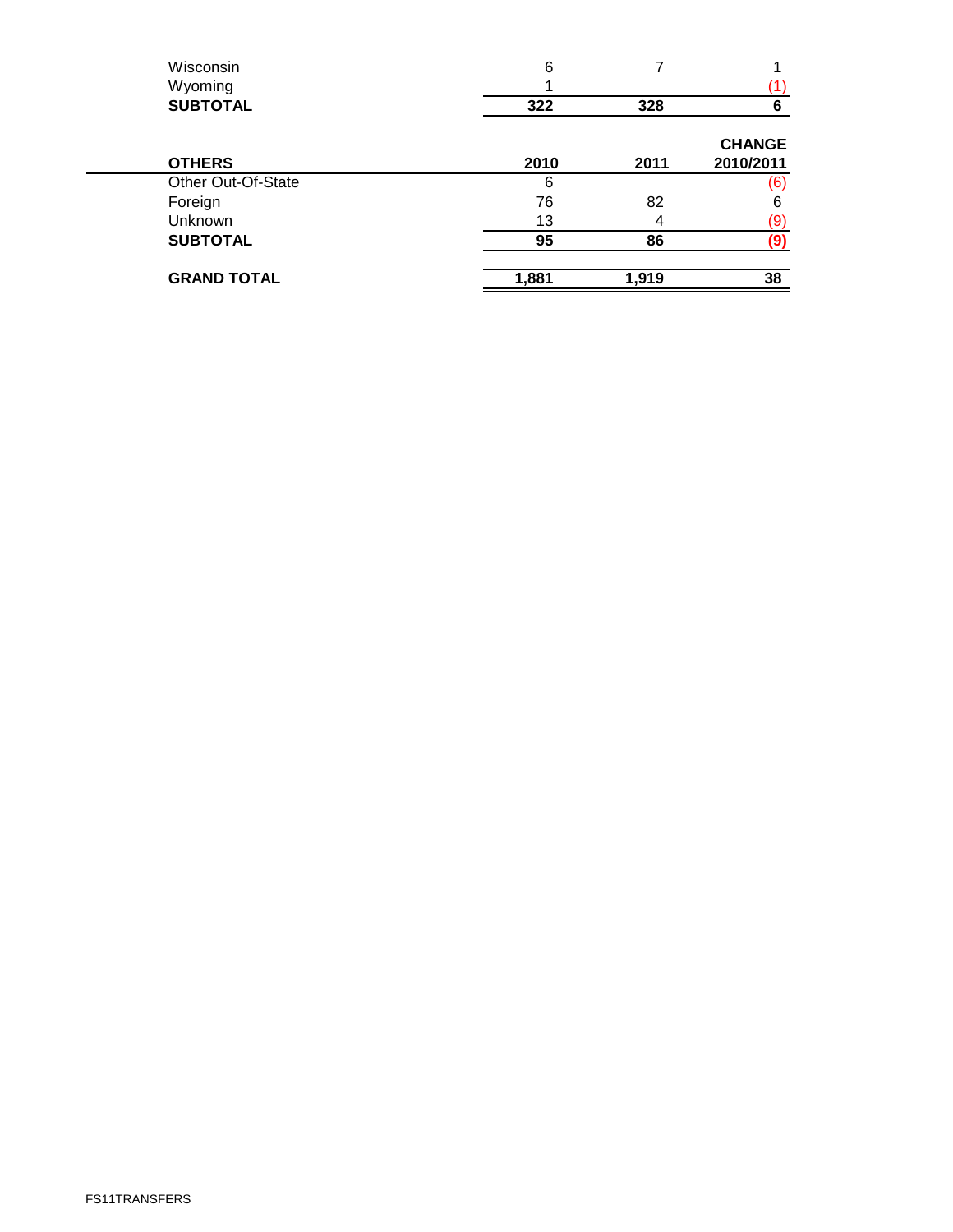| | | | |
| --- | --- | --- | --- |
| Wisconsin | 6 | 7 | 1 |
| Wyoming | 1 | | (1) |
| **SUBTOTAL** | **322** | **328** | **6** |

| **OTHERS** | **2010** | **2011** | **CHANGE 2010/2011** |
| --- | --- | --- | --- |
| Other Out-Of-State | 6 | | (6) |
| Foreign | 76 | 82 | 6 |
| Unknown | 13 | 4 | (9) |
| **SUBTOTAL** | **95** | **86** | **(9)** |
| | | | |
| **GRAND TOTAL** | **1,881** | **1,919** | **38** |

FS11TRANSFERS